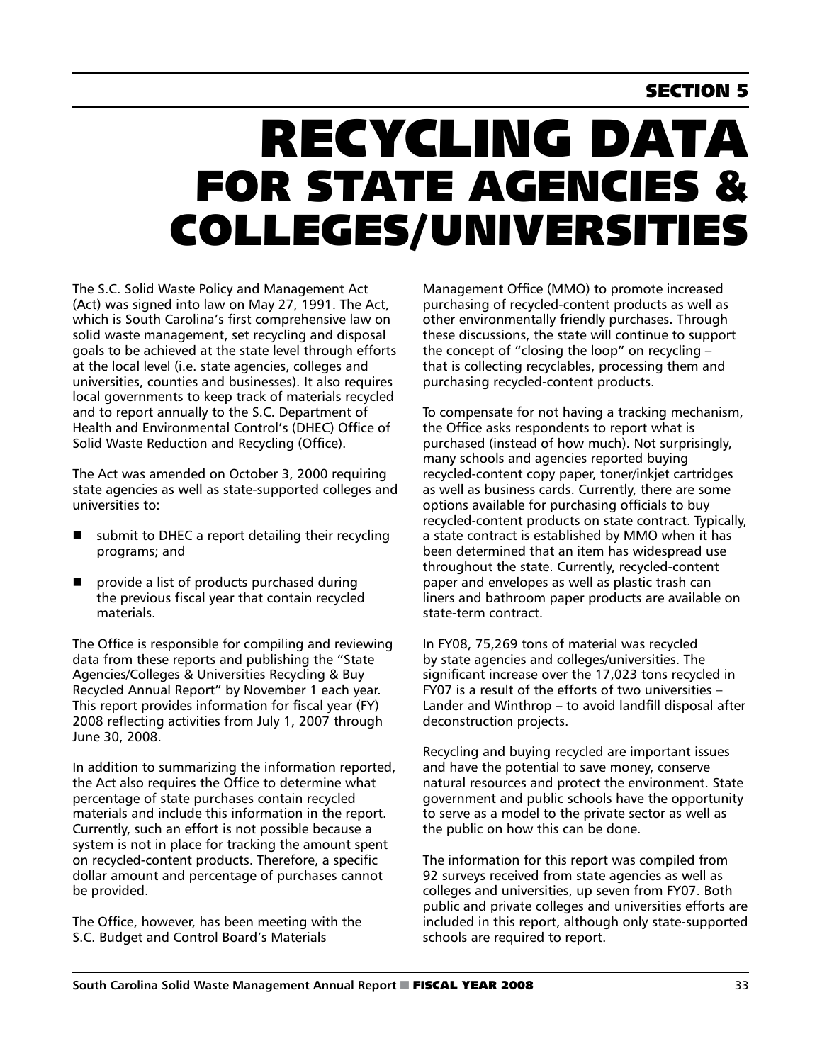## SECTION 5

# RECYCLING DATA FOR STATE AGENCIES & COLLEGES/UNIVERSITIES

The S.C. Solid Waste Policy and Management Act (Act) was signed into law on May 27, 1991. The Act, which is South Carolina's first comprehensive law on solid waste management, set recycling and disposal goals to be achieved at the state level through efforts at the local level (i.e. state agencies, colleges and universities, counties and businesses). It also requires local governments to keep track of materials recycled and to report annually to the S.C. Department of Health and Environmental Control's (DHEC) Office of Solid Waste Reduction and Recycling (Office).

The Act was amended on October 3, 2000 requiring state agencies as well as state-supported colleges and universities to:

- submit to DHEC a report detailing their recycling programs; and
- provide a list of products purchased during the previous fiscal year that contain recycled materials.

The Office is responsible for compiling and reviewing data from these reports and publishing the "State Agencies/Colleges & Universities Recycling & Buy Recycled Annual Report" by November 1 each year. This report provides information for fiscal year (FY) 2008 reflecting activities from July 1, 2007 through June 30, 2008.

In addition to summarizing the information reported, the Act also requires the Office to determine what percentage of state purchases contain recycled materials and include this information in the report. Currently, such an effort is not possible because a system is not in place for tracking the amount spent on recycled-content products. Therefore, a specific dollar amount and percentage of purchases cannot be provided.

The Office, however, has been meeting with the S.C. Budget and Control Board's Materials Management Office (MMO) to promote increased purchasing of recycled-content products as well as other environmentally friendly purchases. Through these discussions, the state will continue to support the concept of "closing the loop" on recycling – that is collecting recyclables, processing them and purchasing recycled-content products.

To compensate for not having a tracking mechanism, the Office asks respondents to report what is purchased (instead of how much). Not surprisingly, many schools and agencies reported buying recycled-content copy paper, toner/inkjet cartridges as well as business cards. Currently, there are some options available for purchasing officials to buy recycled-content products on state contract. Typically, a state contract is established by MMO when it has been determined that an item has widespread use throughout the state. Currently, recycled-content paper and envelopes as well as plastic trash can liners and bathroom paper products are available on state-term contract.

In FY08, 75,269 tons of material was recycled by state agencies and colleges/universities. The significant increase over the 17,023 tons recycled in FY07 is a result of the efforts of two universities – Lander and Winthrop – to avoid landfill disposal after deconstruction projects.

Recycling and buying recycled are important issues and have the potential to save money, conserve natural resources and protect the environment. State government and public schools have the opportunity to serve as a model to the private sector as well as the public on how this can be done.

The information for this report was compiled from 92 surveys received from state agencies as well as colleges and universities, up seven from FY07. Both public and private colleges and universities efforts are included in this report, although only state-supported schools are required to report.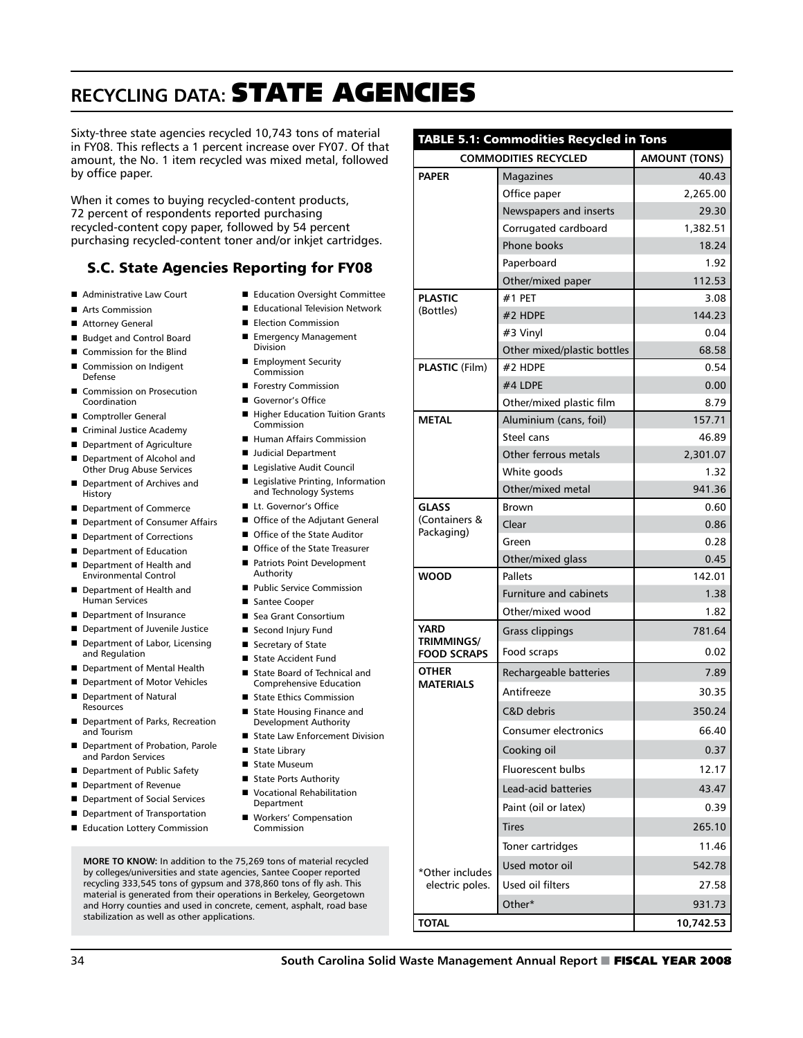# RECYCLING DATA: STATE AGENCIES

Sixty-three state agencies recycled 10,743 tons of material in FY08. This reflects a 1 percent increase over FY07. Of that amount, the No. 1 item recycled was mixed metal, followed by office paper.

When it comes to buying recycled-content products, 72 percent of respondents reported purchasing recycled-content copy paper, followed by 54 percent purchasing recycled-content toner and/or inkjet cartridges.

## S.C. State Agencies Reporting for FY08

- Administrative Law Court
- Arts Commission
- Attorney General
- Budget and Control Board
- Commission for the Blind
- Commission on Indigent Defense
- Commission on Prosecution Coordination
- Comptroller General
- Criminal Justice Academy
- Department of Agriculture
- Department of Alcohol and Other Drug Abuse Services
- Department of Archives and History
- Department of Commerce
- Department of Consumer Affairs
- Department of Corrections
- Department of Education
- Department of Health and Environmental Control
- Department of Health and Human Services
- Department of Insurance
- Department of Juvenile Justice
- Department of Labor, Licensing and Regulation
- Department of Mental Health
- Department of Motor Vehicles
- Department of Natural Resources
- Department of Parks, Recreation and Tourism
- Department of Probation, Parole and Pardon Services
- Department of Public Safety
- Department of Revenue
- Department of Social Services
- Department of Transportation
- Education Lottery Commission
- Education Oversight Committee
- Educational Television Network
- Election Commission
- Emergency Management Division
- Employment Security Commission
- Forestry Commission
- Governor's Office
- Higher Education Tuition Grants Commission
- Human Affairs Commission
- Judicial Department
- Legislative Audit Council
- Legislative Printing, Information and Technology Systems
- Lt. Governor's Office
- Office of the Adjutant General
- Office of the State Auditor
- Office of the State Treasurer
- Patriots Point Development Authority
- Public Service Commission
- Santee Cooper
- Sea Grant Consortium
- Second Injury Fund
- Secretary of State
- State Accident Fund
- State Board of Technical and Comprehensive Education
- State Ethics Commission
- State Housing Finance and Development Authority
- State Law Enforcement Division
- State Library
- State Museum
- State Ports Authority
- Vocational Rehabilitation Department
- Workers' Compensation Commission

**MORE TO KNOW:** In addition to the 75,269 tons of material recycled by colleges/universities and state agencies, Santee Cooper reported recycling 333,545 tons of gypsum and 378,860 tons of fly ash. This material is generated from their operations in Berkeley, Georgetown and Horry counties and used in concrete, cement, asphalt, road base stabilization as well as other applications.

**TABLE 5.1: Commodities Recycled in Tons**

| COMMODITIES RECYCLED | | AMOUNT (TONS) |
|---|---|---|
| **PAPER** | Magazines | 40.43 |
| | Office paper | 2,265.00 |
| | Newspapers and inserts | 29.30 |
| | Corrugated cardboard | 1,382.51 |
| | Phone books | 18.24 |
| | Paperboard | 1.92 |
| | Other/mixed paper | 112.53 |
| **PLASTIC** (Bottles) | #1 PET | 3.08 |
| | #2 HDPE | 144.23 |
| | #3 Vinyl | 0.04 |
| | Other mixed/plastic bottles | 68.58 |
| **PLASTIC** (Film) | #2 HDPE | 0.54 |
| | #4 LDPE | 0.00 |
| | Other/mixed plastic film | 8.79 |
| **METAL** | Aluminium (cans, foil) | 157.71 |
| | Steel cans | 46.89 |
| | Other ferrous metals | 2,301.07 |
| | White goods | 1.32 |
| | Other/mixed metal | 941.36 |
| **GLASS** (Containers & Packaging) | Brown | 0.60 |
| | Clear | 0.86 |
| | Green | 0.28 |
| | Other/mixed glass | 0.45 |
| **WOOD** | Pallets | 142.01 |
| | Furniture and cabinets | 1.38 |
| | Other/mixed wood | 1.82 |
| **YARD TRIMMINGS/ FOOD SCRAPS** | Grass clippings | 781.64 |
| | Food scraps | 0.02 |
| **OTHER MATERIALS** | Rechargeable batteries | 7.89 |
| | Antifreeze | 30.35 |
| | C&D debris | 350.24 |
| | Consumer electronics | 66.40 |
| | Cooking oil | 0.37 |
| | Fluorescent bulbs | 12.17 |
| | Lead-acid batteries | 43.47 |
| | Paint (oil or latex) | 0.39 |
| | Tires | 265.10 |
| | Toner cartridges | 11.46 |
| | Used motor oil | 542.78 |
| *Other includes electric poles. | Used oil filters | 27.58 |
| | Other* | 931.73 |
| **TOTAL** | | **10,742.53** |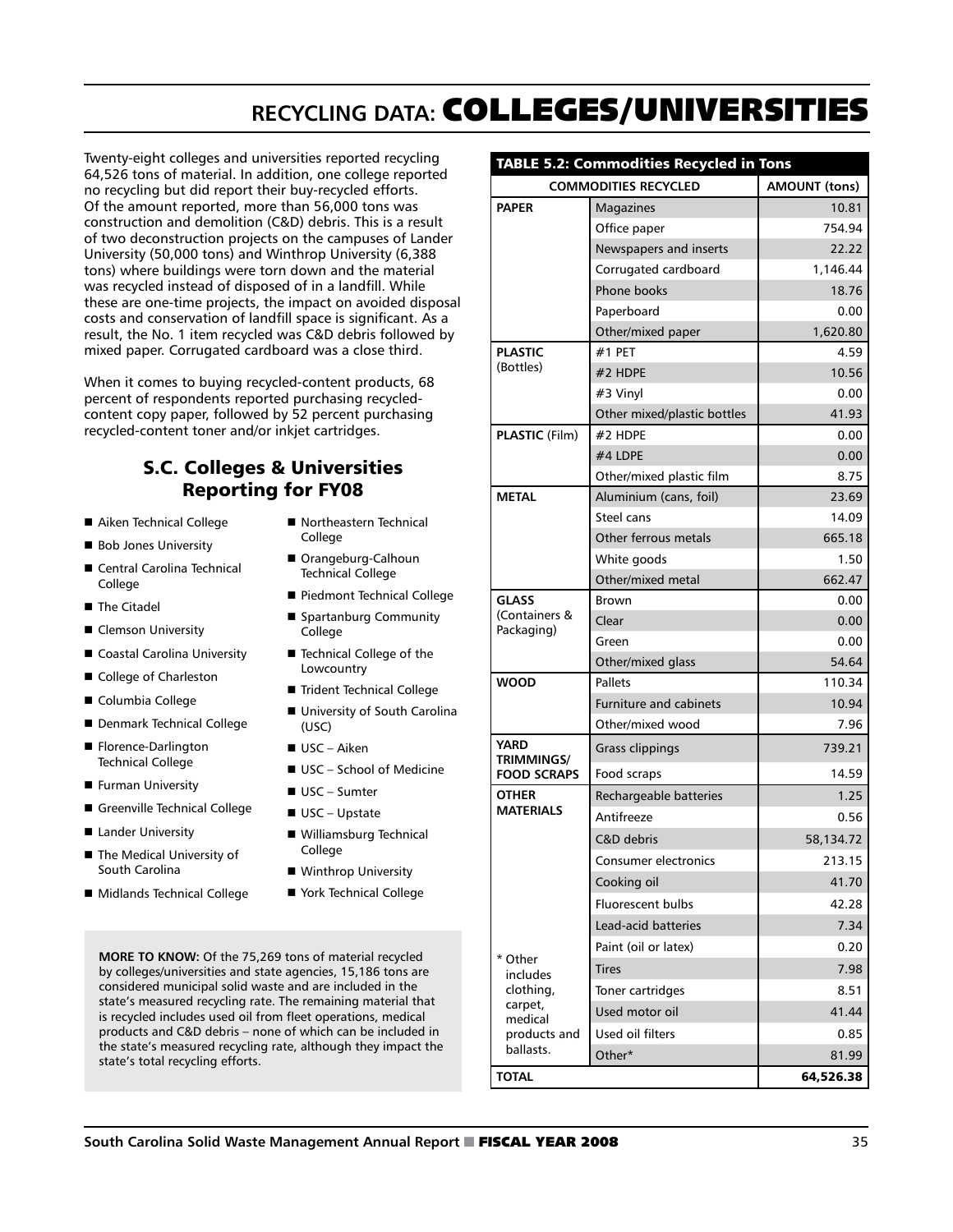# RECYCLING DATA: COLLEGES/UNIVERSITIES

Twenty-eight colleges and universities reported recycling 64,526 tons of material. In addition, one college reported no recycling but did report their buy-recycled efforts. Of the amount reported, more than 56,000 tons was construction and demolition (C&D) debris. This is a result of two deconstruction projects on the campuses of Lander University (50,000 tons) and Winthrop University (6,388 tons) where buildings were torn down and the material was recycled instead of disposed of in a landfill. While these are one-time projects, the impact on avoided disposal costs and conservation of landfill space is significant. As a result, the No. 1 item recycled was C&D debris followed by mixed paper. Corrugated cardboard was a close third.

When it comes to buying recycled-content products, 68 percent of respondents reported purchasing recycled-content copy paper, followed by 52 percent purchasing recycled-content toner and/or inkjet cartridges.

## S.C. Colleges & Universities Reporting for FY08

- Aiken Technical College
- Bob Jones University
- Central Carolina Technical College
- The Citadel
- Clemson University
- Coastal Carolina University
- College of Charleston
- Columbia College
- Denmark Technical College
- Florence-Darlington Technical College
- Furman University
- Greenville Technical College
- Lander University
- The Medical University of South Carolina
- Midlands Technical College
- Northeastern Technical College
- Orangeburg-Calhoun Technical College
- Piedmont Technical College
- Spartanburg Community College
- Technical College of the Lowcountry
- Trident Technical College
- University of South Carolina (USC)
- USC – Aiken
- USC – School of Medicine
- USC – Sumter
- USC – Upstate
- Williamsburg Technical College
- Winthrop University
- York Technical College

**MORE TO KNOW:** Of the 75,269 tons of material recycled by colleges/universities and state agencies, 15,186 tons are considered municipal solid waste and are included in the state's measured recycling rate. The remaining material that is recycled includes used oil from fleet operations, medical products and C&D debris – none of which can be included in the state's measured recycling rate, although they impact the state's total recycling efforts.

**TABLE 5.2: Commodities Recycled in Tons**

| COMMODITIES RECYCLED | | AMOUNT (tons) |
|---|---|---|
| **PAPER** | Magazines | 10.81 |
| | Office paper | 754.94 |
| | Newspapers and inserts | 22.22 |
| | Corrugated cardboard | 1,146.44 |
| | Phone books | 18.76 |
| | Paperboard | 0.00 |
| | Other/mixed paper | 1,620.80 |
| **PLASTIC** (Bottles) | #1 PET | 4.59 |
| | #2 HDPE | 10.56 |
| | #3 Vinyl | 0.00 |
| | Other mixed/plastic bottles | 41.93 |
| **PLASTIC** (Film) | #2 HDPE | 0.00 |
| | #4 LDPE | 0.00 |
| | Other/mixed plastic film | 8.75 |
| **METAL** | Aluminium (cans, foil) | 23.69 |
| | Steel cans | 14.09 |
| | Other ferrous metals | 665.18 |
| | White goods | 1.50 |
| | Other/mixed metal | 662.47 |
| **GLASS** (Containers & Packaging) | Brown | 0.00 |
| | Clear | 0.00 |
| | Green | 0.00 |
| | Other/mixed glass | 54.64 |
| **WOOD** | Pallets | 110.34 |
| | Furniture and cabinets | 10.94 |
| | Other/mixed wood | 7.96 |
| **YARD TRIMMINGS/ FOOD SCRAPS** | Grass clippings | 739.21 |
| | Food scraps | 14.59 |
| **OTHER MATERIALS** | Rechargeable batteries | 1.25 |
| | Antifreeze | 0.56 |
| | C&D debris | 58,134.72 |
| | Consumer electronics | 213.15 |
| | Cooking oil | 41.70 |
| | Fluorescent bulbs | 42.28 |
| | Lead-acid batteries | 7.34 |
| | Paint (oil or latex) | 0.20 |
| | Tires | 7.98 |
| | Toner cartridges | 8.51 |
| | Used motor oil | 41.44 |
| | Used oil filters | 0.85 |
| | Other* | 81.99 |
| **TOTAL** | | **64,526.38** |

\* Other includes clothing, carpet, medical products and ballasts.